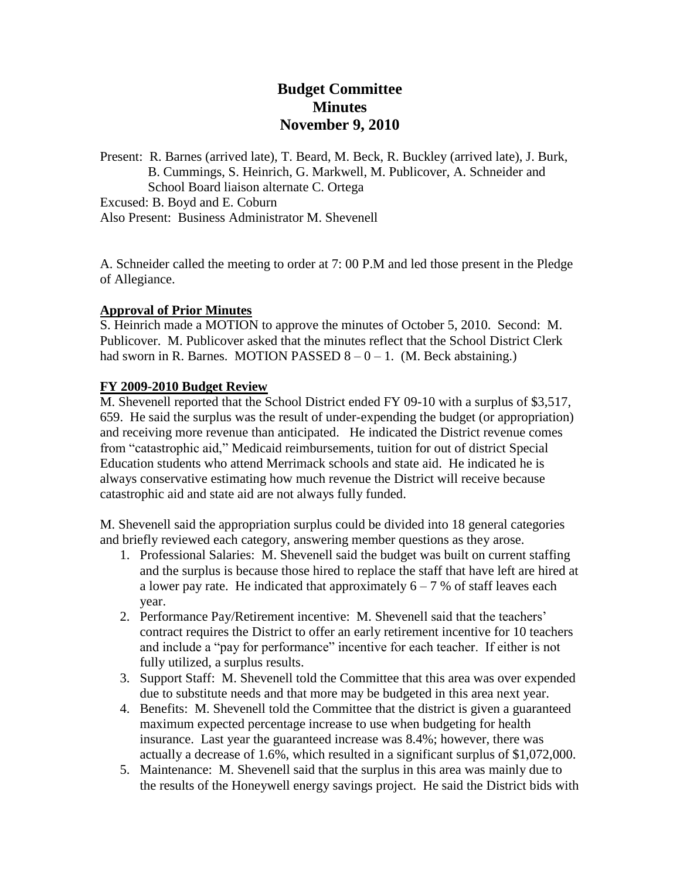# Budget Committee
# Minutes
# November 9, 2010

Present: R. Barnes (arrived late), T. Beard, M. Beck, R. Buckley (arrived late), J. Burk, B. Cummings, S. Heinrich, G. Markwell, M. Publicover, A. Schneider and School Board liaison alternate C. Ortega

Excused: B. Boyd and E. Coburn

Also Present: Business Administrator M. Shevenell

A. Schneider called the meeting to order at 7: 00 P.M and led those present in the Pledge of Allegiance.

**Approval of Prior Minutes**

S. Heinrich made a MOTION to approve the minutes of October 5, 2010. Second: M. Publicover. M. Publicover asked that the minutes reflect that the School District Clerk had sworn in R. Barnes. MOTION PASSED 8 – 0 – 1. (M. Beck abstaining.)

**FY 2009-2010 Budget Review**

M. Shevenell reported that the School District ended FY 09-10 with a surplus of $3,517, 659. He said the surplus was the result of under-expending the budget (or appropriation) and receiving more revenue than anticipated. He indicated the District revenue comes from "catastrophic aid," Medicaid reimbursements, tuition for out of district Special Education students who attend Merrimack schools and state aid. He indicated he is always conservative estimating how much revenue the District will receive because catastrophic aid and state aid are not always fully funded.

M. Shevenell said the appropriation surplus could be divided into 18 general categories and briefly reviewed each category, answering member questions as they arose.

1. Professional Salaries: M. Shevenell said the budget was built on current staffing and the surplus is because those hired to replace the staff that have left are hired at a lower pay rate. He indicated that approximately 6 – 7 % of staff leaves each year.
2. Performance Pay/Retirement incentive: M. Shevenell said that the teachers' contract requires the District to offer an early retirement incentive for 10 teachers and include a "pay for performance" incentive for each teacher. If either is not fully utilized, a surplus results.
3. Support Staff: M. Shevenell told the Committee that this area was over expended due to substitute needs and that more may be budgeted in this area next year.
4. Benefits: M. Shevenell told the Committee that the district is given a guaranteed maximum expected percentage increase to use when budgeting for health insurance. Last year the guaranteed increase was 8.4%; however, there was actually a decrease of 1.6%, which resulted in a significant surplus of $1,072,000.
5. Maintenance: M. Shevenell said that the surplus in this area was mainly due to the results of the Honeywell energy savings project. He said the District bids with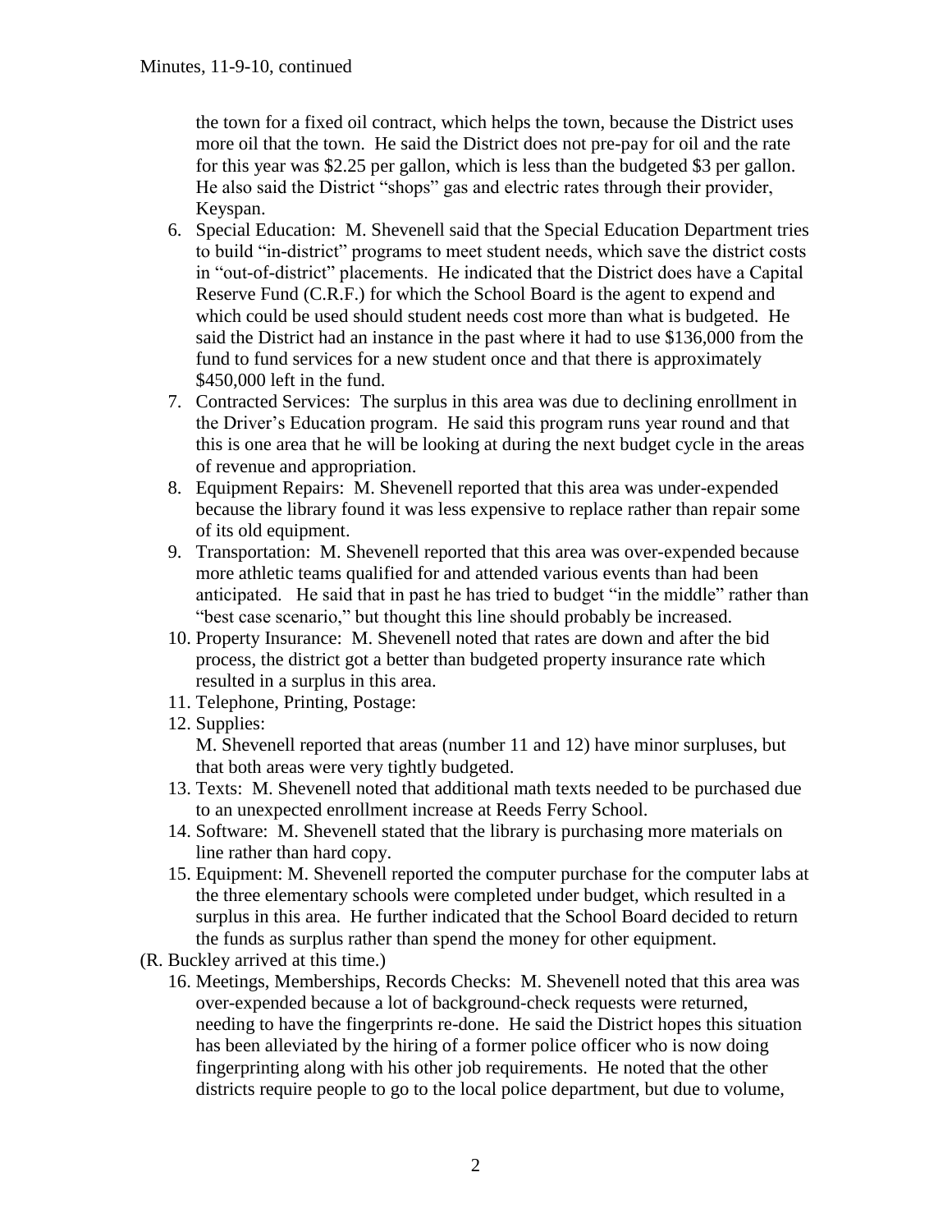the town for a fixed oil contract, which helps the town, because the District uses more oil that the town. He said the District does not pre-pay for oil and the rate for this year was $2.25 per gallon, which is less than the budgeted $3 per gallon. He also said the District "shops" gas and electric rates through their provider, Keyspan.

6. Special Education: M. Shevenell said that the Special Education Department tries to build "in-district" programs to meet student needs, which save the district costs in "out-of-district" placements. He indicated that the District does have a Capital Reserve Fund (C.R.F.) for which the School Board is the agent to expend and which could be used should student needs cost more than what is budgeted. He said the District had an instance in the past where it had to use $136,000 from the fund to fund services for a new student once and that there is approximately $450,000 left in the fund.
7. Contracted Services: The surplus in this area was due to declining enrollment in the Driver's Education program. He said this program runs year round and that this is one area that he will be looking at during the next budget cycle in the areas of revenue and appropriation.
8. Equipment Repairs: M. Shevenell reported that this area was under-expended because the library found it was less expensive to replace rather than repair some of its old equipment.
9. Transportation: M. Shevenell reported that this area was over-expended because more athletic teams qualified for and attended various events than had been anticipated. He said that in past he has tried to budget "in the middle" rather than "best case scenario," but thought this line should probably be increased.
10. Property Insurance: M. Shevenell noted that rates are down and after the bid process, the district got a better than budgeted property insurance rate which resulted in a surplus in this area.
11. Telephone, Printing, Postage:
12. Supplies:
    M. Shevenell reported that areas (number 11 and 12) have minor surpluses, but that both areas were very tightly budgeted.
13. Texts: M. Shevenell noted that additional math texts needed to be purchased due to an unexpected enrollment increase at Reeds Ferry School.
14. Software: M. Shevenell stated that the library is purchasing more materials on line rather than hard copy.
15. Equipment: M. Shevenell reported the computer purchase for the computer labs at the three elementary schools were completed under budget, which resulted in a surplus in this area. He further indicated that the School Board decided to return the funds as surplus rather than spend the money for other equipment.

(R. Buckley arrived at this time.)

16. Meetings, Memberships, Records Checks: M. Shevenell noted that this area was over-expended because a lot of background-check requests were returned, needing to have the fingerprints re-done. He said the District hopes this situation has been alleviated by the hiring of a former police officer who is now doing fingerprinting along with his other job requirements. He noted that the other districts require people to go to the local police department, but due to volume,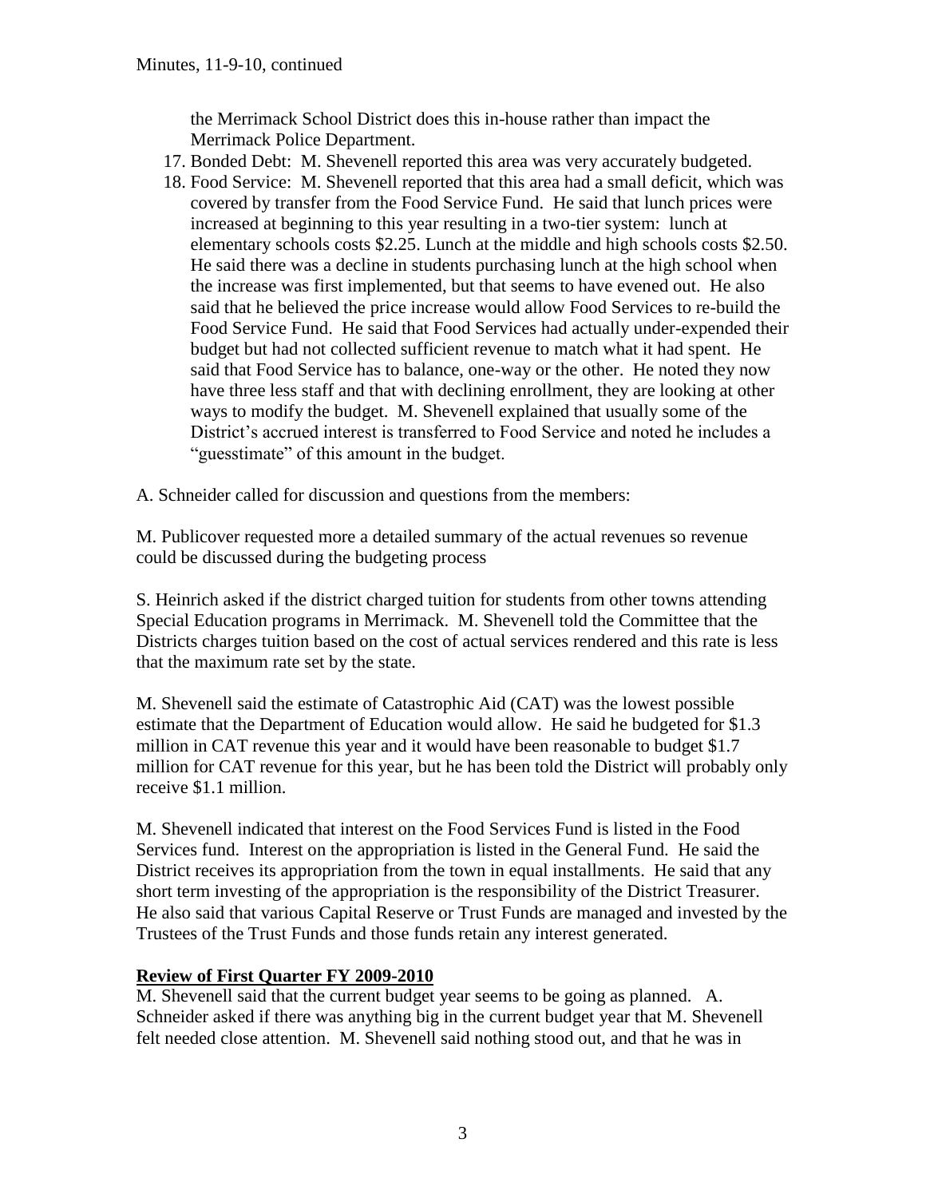the Merrimack School District does this in-house rather than impact the Merrimack Police Department.

17. Bonded Debt: M. Shevenell reported this area was very accurately budgeted.
18. Food Service: M. Shevenell reported that this area had a small deficit, which was covered by transfer from the Food Service Fund. He said that lunch prices were increased at beginning to this year resulting in a two-tier system: lunch at elementary schools costs $2.25. Lunch at the middle and high schools costs $2.50. He said there was a decline in students purchasing lunch at the high school when the increase was first implemented, but that seems to have evened out. He also said that he believed the price increase would allow Food Services to re-build the Food Service Fund. He said that Food Services had actually under-expended their budget but had not collected sufficient revenue to match what it had spent. He said that Food Service has to balance, one-way or the other. He noted they now have three less staff and that with declining enrollment, they are looking at other ways to modify the budget. M. Shevenell explained that usually some of the District's accrued interest is transferred to Food Service and noted he includes a "guesstimate" of this amount in the budget.

A. Schneider called for discussion and questions from the members:

M. Publicover requested more a detailed summary of the actual revenues so revenue could be discussed during the budgeting process

S. Heinrich asked if the district charged tuition for students from other towns attending Special Education programs in Merrimack. M. Shevenell told the Committee that the Districts charges tuition based on the cost of actual services rendered and this rate is less that the maximum rate set by the state.

M. Shevenell said the estimate of Catastrophic Aid (CAT) was the lowest possible estimate that the Department of Education would allow. He said he budgeted for $1.3 million in CAT revenue this year and it would have been reasonable to budget $1.7 million for CAT revenue for this year, but he has been told the District will probably only receive $1.1 million.

M. Shevenell indicated that interest on the Food Services Fund is listed in the Food Services fund. Interest on the appropriation is listed in the General Fund. He said the District receives its appropriation from the town in equal installments. He said that any short term investing of the appropriation is the responsibility of the District Treasurer. He also said that various Capital Reserve or Trust Funds are managed and invested by the Trustees of the Trust Funds and those funds retain any interest generated.

**Review of First Quarter FY 2009-2010**

M. Shevenell said that the current budget year seems to be going as planned. A. Schneider asked if there was anything big in the current budget year that M. Shevenell felt needed close attention. M. Shevenell said nothing stood out, and that he was in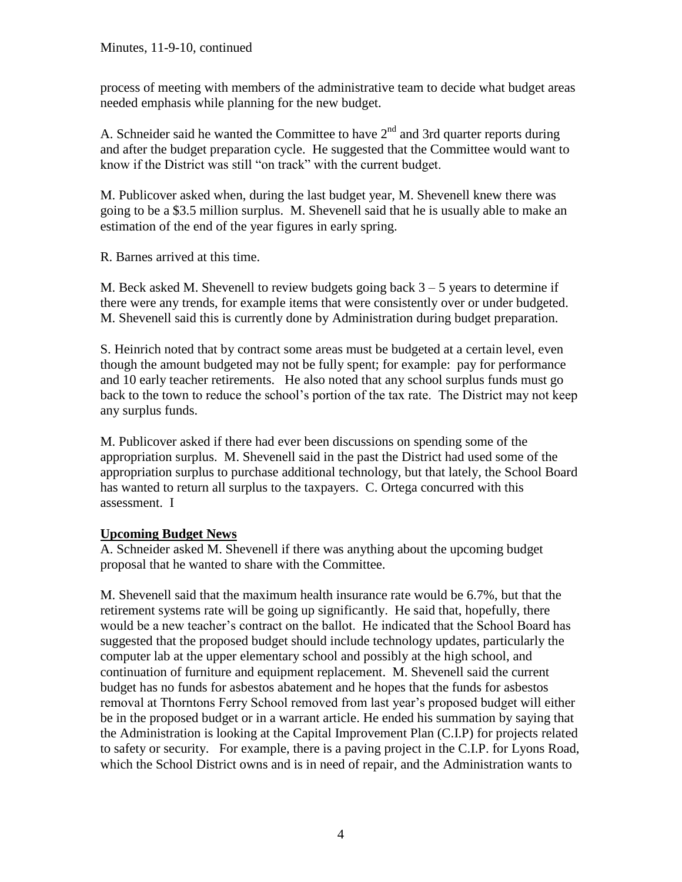process of meeting with members of the administrative team to decide what budget areas needed emphasis while planning for the new budget.

A. Schneider said he wanted the Committee to have 2nd and 3rd quarter reports during and after the budget preparation cycle. He suggested that the Committee would want to know if the District was still "on track" with the current budget.

M. Publicover asked when, during the last budget year, M. Shevenell knew there was going to be a \$3.5 million surplus. M. Shevenell said that he is usually able to make an estimation of the end of the year figures in early spring.

R. Barnes arrived at this time.

M. Beck asked M. Shevenell to review budgets going back 3 – 5 years to determine if there were any trends, for example items that were consistently over or under budgeted. M. Shevenell said this is currently done by Administration during budget preparation.

S. Heinrich noted that by contract some areas must be budgeted at a certain level, even though the amount budgeted may not be fully spent; for example: pay for performance and 10 early teacher retirements. He also noted that any school surplus funds must go back to the town to reduce the school's portion of the tax rate. The District may not keep any surplus funds.

M. Publicover asked if there had ever been discussions on spending some of the appropriation surplus. M. Shevenell said in the past the District had used some of the appropriation surplus to purchase additional technology, but that lately, the School Board has wanted to return all surplus to the taxpayers. C. Ortega concurred with this assessment. I

**Upcoming Budget News**

A. Schneider asked M. Shevenell if there was anything about the upcoming budget proposal that he wanted to share with the Committee.

M. Shevenell said that the maximum health insurance rate would be 6.7%, but that the retirement systems rate will be going up significantly. He said that, hopefully, there would be a new teacher's contract on the ballot. He indicated that the School Board has suggested that the proposed budget should include technology updates, particularly the computer lab at the upper elementary school and possibly at the high school, and continuation of furniture and equipment replacement. M. Shevenell said the current budget has no funds for asbestos abatement and he hopes that the funds for asbestos removal at Thorntons Ferry School removed from last year's proposed budget will either be in the proposed budget or in a warrant article. He ended his summation by saying that the Administration is looking at the Capital Improvement Plan (C.I.P) for projects related to safety or security. For example, there is a paving project in the C.I.P. for Lyons Road, which the School District owns and is in need of repair, and the Administration wants to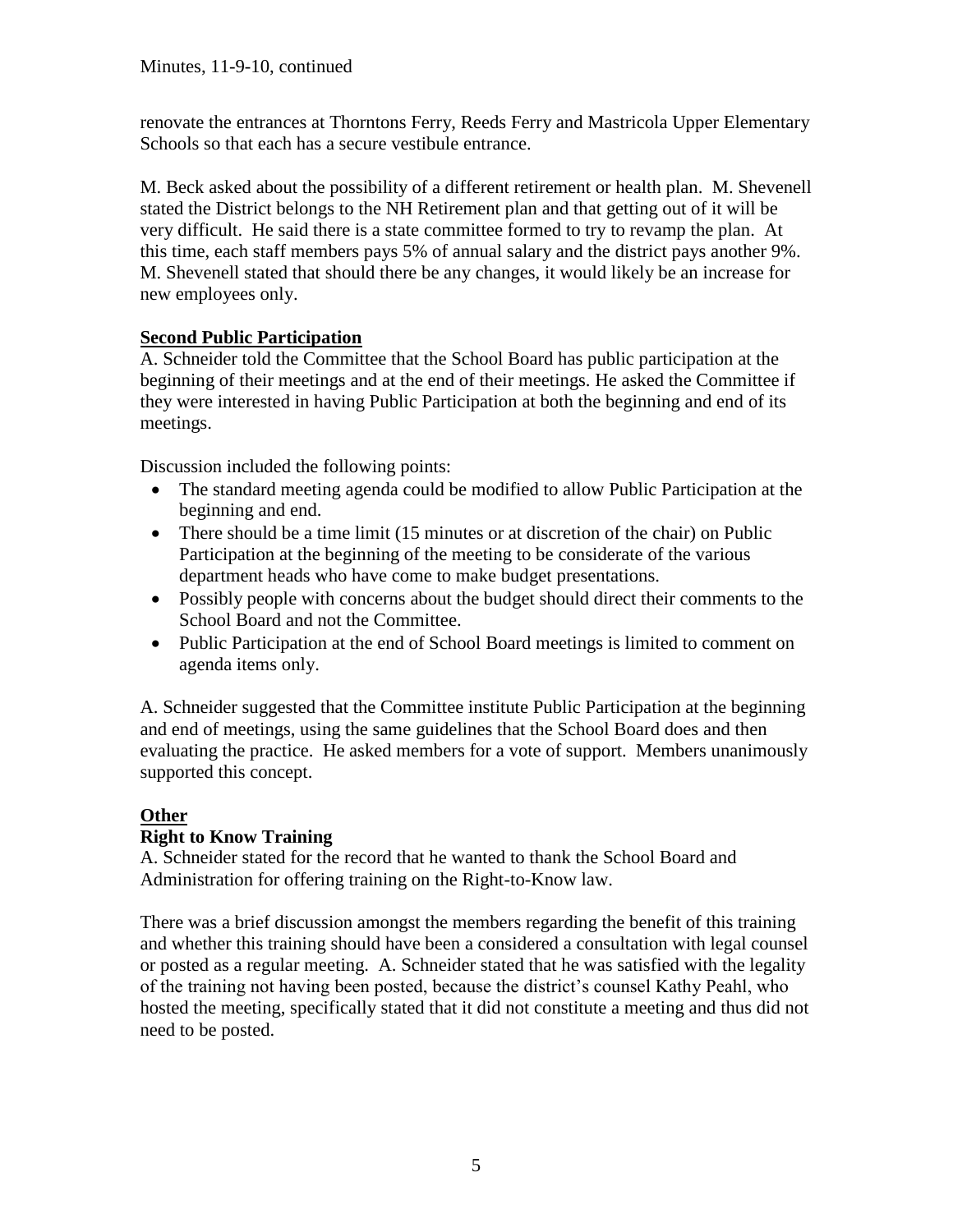renovate the entrances at Thorntons Ferry, Reeds Ferry and Mastricola Upper Elementary Schools so that each has a secure vestibule entrance.

M. Beck asked about the possibility of a different retirement or health plan. M. Shevenell stated the District belongs to the NH Retirement plan and that getting out of it will be very difficult. He said there is a state committee formed to try to revamp the plan. At this time, each staff members pays 5% of annual salary and the district pays another 9%. M. Shevenell stated that should there be any changes, it would likely be an increase for new employees only.

**Second Public Participation**

A. Schneider told the Committee that the School Board has public participation at the beginning of their meetings and at the end of their meetings. He asked the Committee if they were interested in having Public Participation at both the beginning and end of its meetings.

Discussion included the following points:

- The standard meeting agenda could be modified to allow Public Participation at the beginning and end.
- There should be a time limit (15 minutes or at discretion of the chair) on Public Participation at the beginning of the meeting to be considerate of the various department heads who have come to make budget presentations.
- Possibly people with concerns about the budget should direct their comments to the School Board and not the Committee.
- Public Participation at the end of School Board meetings is limited to comment on agenda items only.

A. Schneider suggested that the Committee institute Public Participation at the beginning and end of meetings, using the same guidelines that the School Board does and then evaluating the practice. He asked members for a vote of support. Members unanimously supported this concept.

**Other**

**Right to Know Training**

A. Schneider stated for the record that he wanted to thank the School Board and Administration for offering training on the Right-to-Know law.

There was a brief discussion amongst the members regarding the benefit of this training and whether this training should have been a considered a consultation with legal counsel or posted as a regular meeting. A. Schneider stated that he was satisfied with the legality of the training not having been posted, because the district's counsel Kathy Peahl, who hosted the meeting, specifically stated that it did not constitute a meeting and thus did not need to be posted.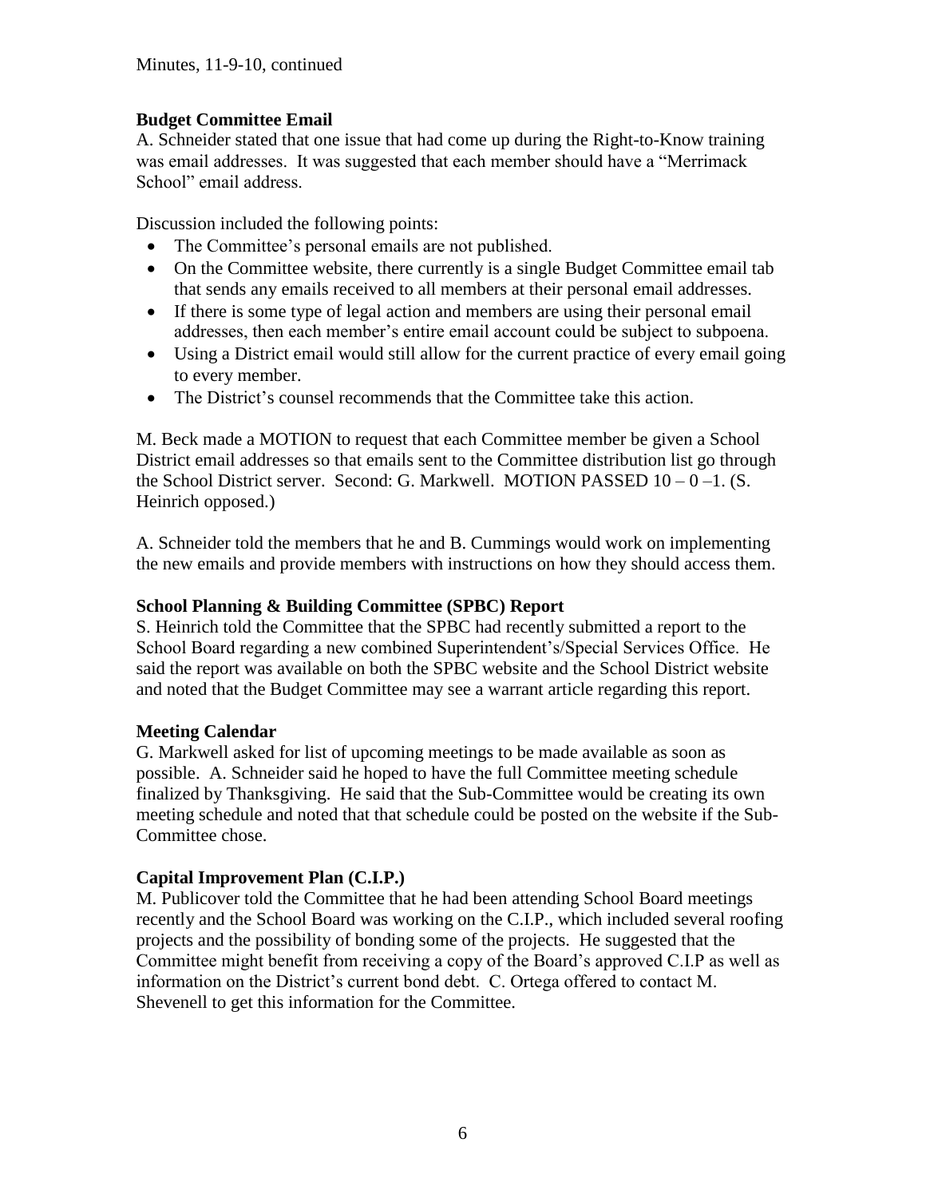Minutes, 11-9-10, continued

**Budget Committee Email**

A. Schneider stated that one issue that had come up during the Right-to-Know training was email addresses. It was suggested that each member should have a "Merrimack School" email address.

Discussion included the following points:

- The Committee's personal emails are not published.
- On the Committee website, there currently is a single Budget Committee email tab that sends any emails received to all members at their personal email addresses.
- If there is some type of legal action and members are using their personal email addresses, then each member's entire email account could be subject to subpoena.
- Using a District email would still allow for the current practice of every email going to every member.
- The District's counsel recommends that the Committee take this action.

M. Beck made a MOTION to request that each Committee member be given a School District email addresses so that emails sent to the Committee distribution list go through the School District server. Second: G. Markwell. MOTION PASSED 10 – 0 –1. (S. Heinrich opposed.)

A. Schneider told the members that he and B. Cummings would work on implementing the new emails and provide members with instructions on how they should access them.

**School Planning & Building Committee (SPBC) Report**

S. Heinrich told the Committee that the SPBC had recently submitted a report to the School Board regarding a new combined Superintendent's/Special Services Office. He said the report was available on both the SPBC website and the School District website and noted that the Budget Committee may see a warrant article regarding this report.

**Meeting Calendar**

G. Markwell asked for list of upcoming meetings to be made available as soon as possible. A. Schneider said he hoped to have the full Committee meeting schedule finalized by Thanksgiving. He said that the Sub-Committee would be creating its own meeting schedule and noted that that schedule could be posted on the website if the Sub-Committee chose.

**Capital Improvement Plan (C.I.P.)**

M. Publicover told the Committee that he had been attending School Board meetings recently and the School Board was working on the C.I.P., which included several roofing projects and the possibility of bonding some of the projects. He suggested that the Committee might benefit from receiving a copy of the Board's approved C.I.P as well as information on the District's current bond debt. C. Ortega offered to contact M. Shevenell to get this information for the Committee.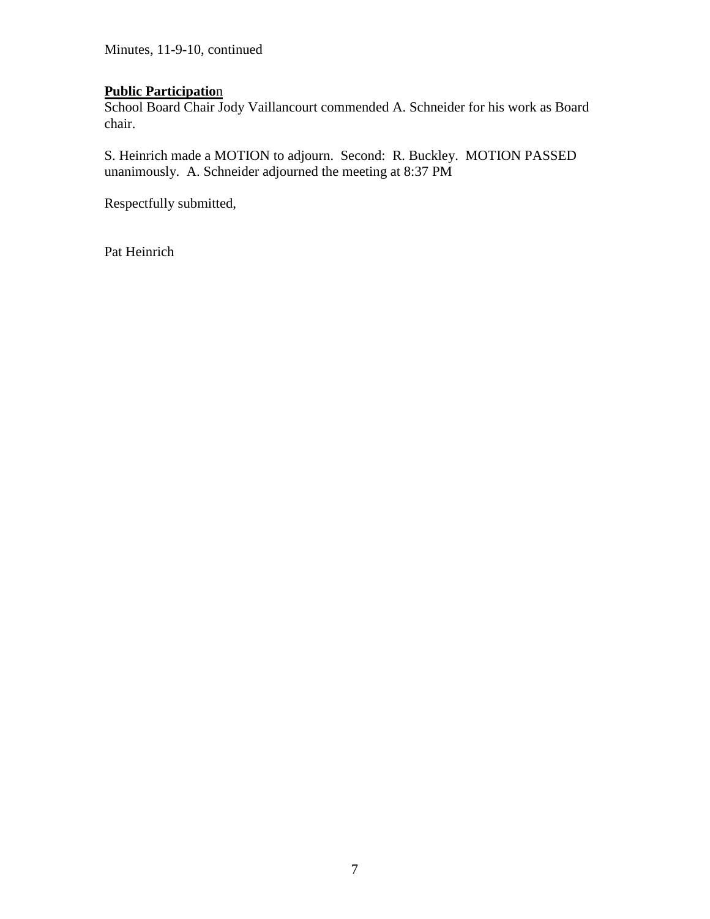Minutes, 11-9-10, continued

**Public Participation**

School Board Chair Jody Vaillancourt commended A. Schneider for his work as Board chair.

S. Heinrich made a MOTION to adjourn. Second: R. Buckley. MOTION PASSED unanimously. A. Schneider adjourned the meeting at 8:37 PM

Respectfully submitted,

Pat Heinrich